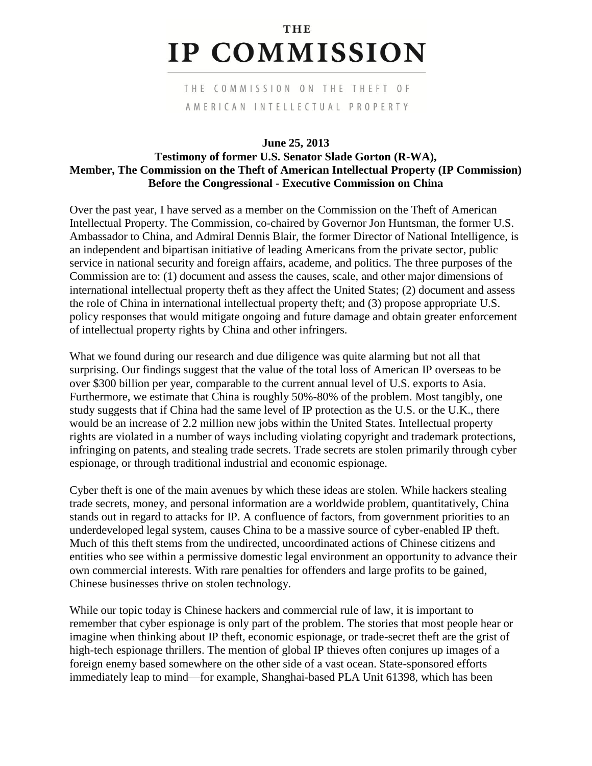# THE IP COMMISSION

THE COMMISSION ON THE THEFT OF AMERICAN INTELLECTUAL PROPERTY

**June 25, 2013**
**Testimony of former U.S. Senator Slade Gorton (R-WA),**
**Member, The Commission on the Theft of American Intellectual Property (IP Commission)**
**Before the Congressional - Executive Commission on China**

Over the past year, I have served as a member on the Commission on the Theft of American Intellectual Property. The Commission, co-chaired by Governor Jon Huntsman, the former U.S. Ambassador to China, and Admiral Dennis Blair, the former Director of National Intelligence, is an independent and bipartisan initiative of leading Americans from the private sector, public service in national security and foreign affairs, academe, and politics. The three purposes of the Commission are to: (1) document and assess the causes, scale, and other major dimensions of international intellectual property theft as they affect the United States; (2) document and assess the role of China in international intellectual property theft; and (3) propose appropriate U.S. policy responses that would mitigate ongoing and future damage and obtain greater enforcement of intellectual property rights by China and other infringers.

What we found during our research and due diligence was quite alarming but not all that surprising. Our findings suggest that the value of the total loss of American IP overseas to be over $300 billion per year, comparable to the current annual level of U.S. exports to Asia. Furthermore, we estimate that China is roughly 50%-80% of the problem. Most tangibly, one study suggests that if China had the same level of IP protection as the U.S. or the U.K., there would be an increase of 2.2 million new jobs within the United States. Intellectual property rights are violated in a number of ways including violating copyright and trademark protections, infringing on patents, and stealing trade secrets. Trade secrets are stolen primarily through cyber espionage, or through traditional industrial and economic espionage.

Cyber theft is one of the main avenues by which these ideas are stolen. While hackers stealing trade secrets, money, and personal information are a worldwide problem, quantitatively, China stands out in regard to attacks for IP. A confluence of factors, from government priorities to an underdeveloped legal system, causes China to be a massive source of cyber-enabled IP theft. Much of this theft stems from the undirected, uncoordinated actions of Chinese citizens and entities who see within a permissive domestic legal environment an opportunity to advance their own commercial interests. With rare penalties for offenders and large profits to be gained, Chinese businesses thrive on stolen technology.

While our topic today is Chinese hackers and commercial rule of law, it is important to remember that cyber espionage is only part of the problem. The stories that most people hear or imagine when thinking about IP theft, economic espionage, or trade-secret theft are the grist of high-tech espionage thrillers. The mention of global IP thieves often conjures up images of a foreign enemy based somewhere on the other side of a vast ocean. State-sponsored efforts immediately leap to mind—for example, Shanghai-based PLA Unit 61398, which has been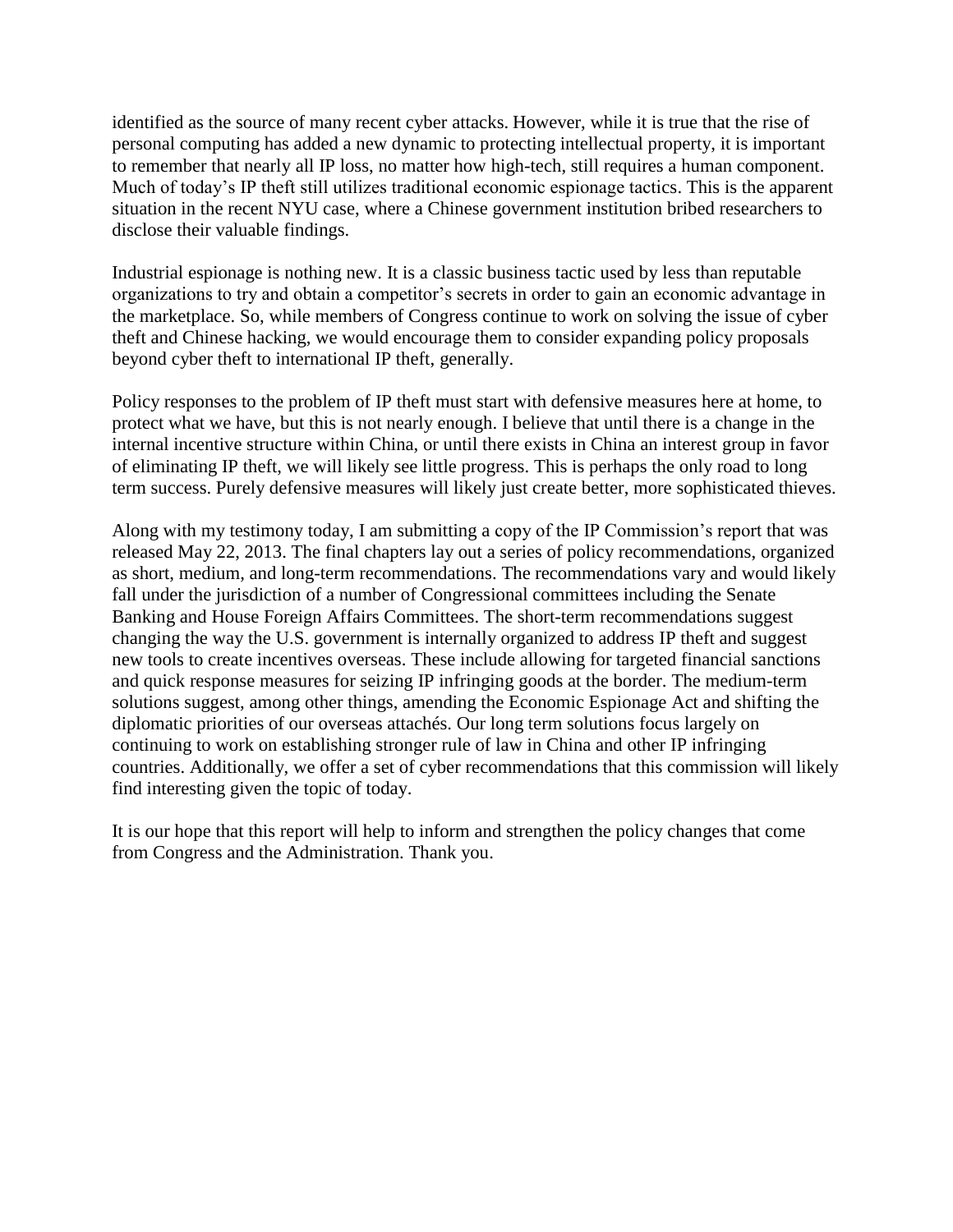identified as the source of many recent cyber attacks. However, while it is true that the rise of personal computing has added a new dynamic to protecting intellectual property, it is important to remember that nearly all IP loss, no matter how high-tech, still requires a human component. Much of today's IP theft still utilizes traditional economic espionage tactics. This is the apparent situation in the recent NYU case, where a Chinese government institution bribed researchers to disclose their valuable findings.

Industrial espionage is nothing new. It is a classic business tactic used by less than reputable organizations to try and obtain a competitor's secrets in order to gain an economic advantage in the marketplace. So, while members of Congress continue to work on solving the issue of cyber theft and Chinese hacking, we would encourage them to consider expanding policy proposals beyond cyber theft to international IP theft, generally.

Policy responses to the problem of IP theft must start with defensive measures here at home, to protect what we have, but this is not nearly enough. I believe that until there is a change in the internal incentive structure within China, or until there exists in China an interest group in favor of eliminating IP theft, we will likely see little progress. This is perhaps the only road to long term success. Purely defensive measures will likely just create better, more sophisticated thieves.

Along with my testimony today, I am submitting a copy of the IP Commission's report that was released May 22, 2013. The final chapters lay out a series of policy recommendations, organized as short, medium, and long-term recommendations. The recommendations vary and would likely fall under the jurisdiction of a number of Congressional committees including the Senate Banking and House Foreign Affairs Committees. The short-term recommendations suggest changing the way the U.S. government is internally organized to address IP theft and suggest new tools to create incentives overseas. These include allowing for targeted financial sanctions and quick response measures for seizing IP infringing goods at the border. The medium-term solutions suggest, among other things, amending the Economic Espionage Act and shifting the diplomatic priorities of our overseas attachés. Our long term solutions focus largely on continuing to work on establishing stronger rule of law in China and other IP infringing countries. Additionally, we offer a set of cyber recommendations that this commission will likely find interesting given the topic of today.

It is our hope that this report will help to inform and strengthen the policy changes that come from Congress and the Administration. Thank you.